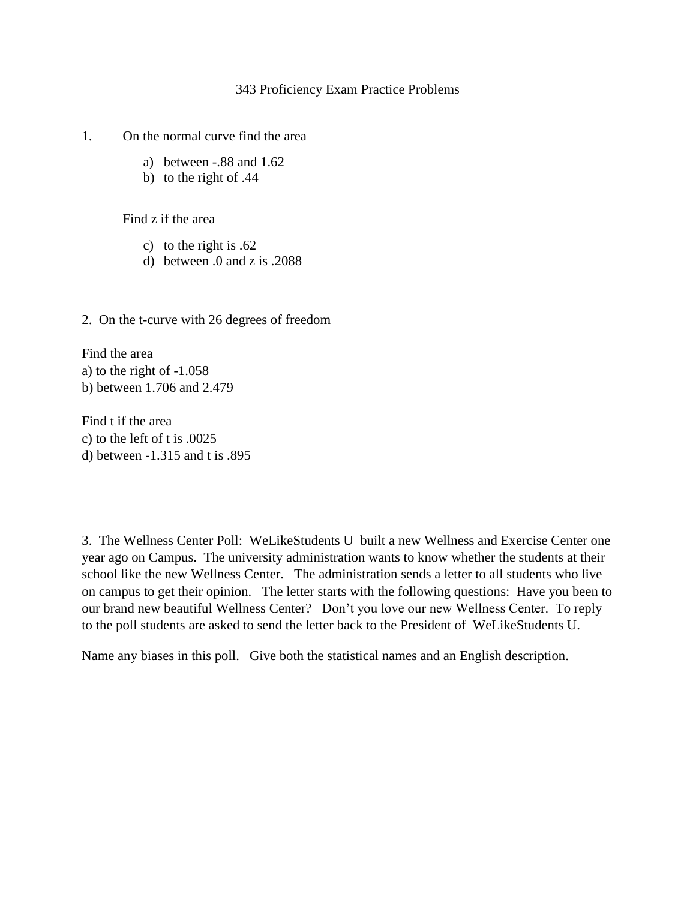# 343 Proficiency Exam Practice Problems

1. On the normal curve find the area

   a) between -.88 and 1.62
   b) to the right of .44

   Find z if the area

   c) to the right is .62
   d) between .0 and z is .2088

2. On the t-curve with 26 degrees of freedom

Find the area
a) to the right of -1.058
b) between 1.706 and 2.479

Find t if the area
c) to the left of t is .0025
d) between -1.315 and t is .895

3. The Wellness Center Poll: WeLikeStudents U built a new Wellness and Exercise Center one year ago on Campus. The university administration wants to know whether the students at their school like the new Wellness Center. The administration sends a letter to all students who live on campus to get their opinion. The letter starts with the following questions: Have you been to our brand new beautiful Wellness Center? Don't you love our new Wellness Center. To reply to the poll students are asked to send the letter back to the President of WeLikeStudents U.

Name any biases in this poll. Give both the statistical names and an English description.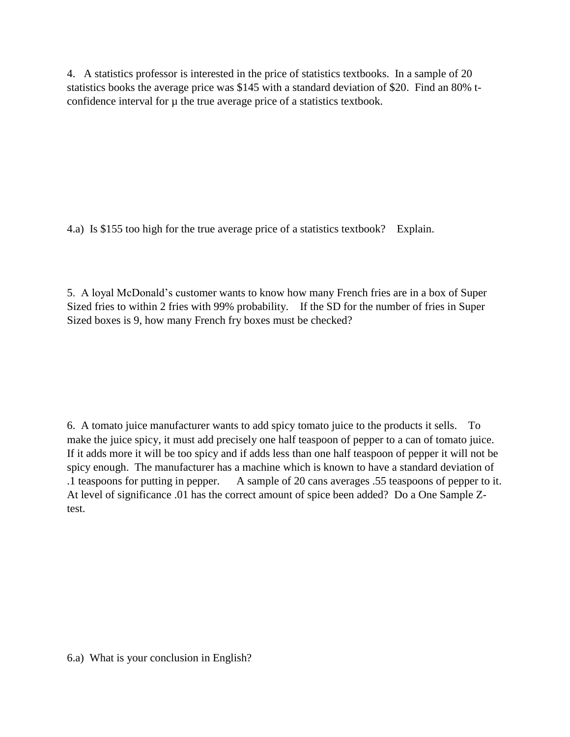4. A statistics professor is interested in the price of statistics textbooks. In a sample of 20 statistics books the average price was $145 with a standard deviation of $20. Find an 80% t-confidence interval for μ the true average price of a statistics textbook.

4.a) Is $155 too high for the true average price of a statistics textbook? Explain.

5. A loyal McDonald's customer wants to know how many French fries are in a box of Super Sized fries to within 2 fries with 99% probability. If the SD for the number of fries in Super Sized boxes is 9, how many French fry boxes must be checked?

6. A tomato juice manufacturer wants to add spicy tomato juice to the products it sells. To make the juice spicy, it must add precisely one half teaspoon of pepper to a can of tomato juice. If it adds more it will be too spicy and if adds less than one half teaspoon of pepper it will not be spicy enough. The manufacturer has a machine which is known to have a standard deviation of .1 teaspoons for putting in pepper. A sample of 20 cans averages .55 teaspoons of pepper to it. At level of significance .01 has the correct amount of spice been added? Do a One Sample Z-test.

6.a) What is your conclusion in English?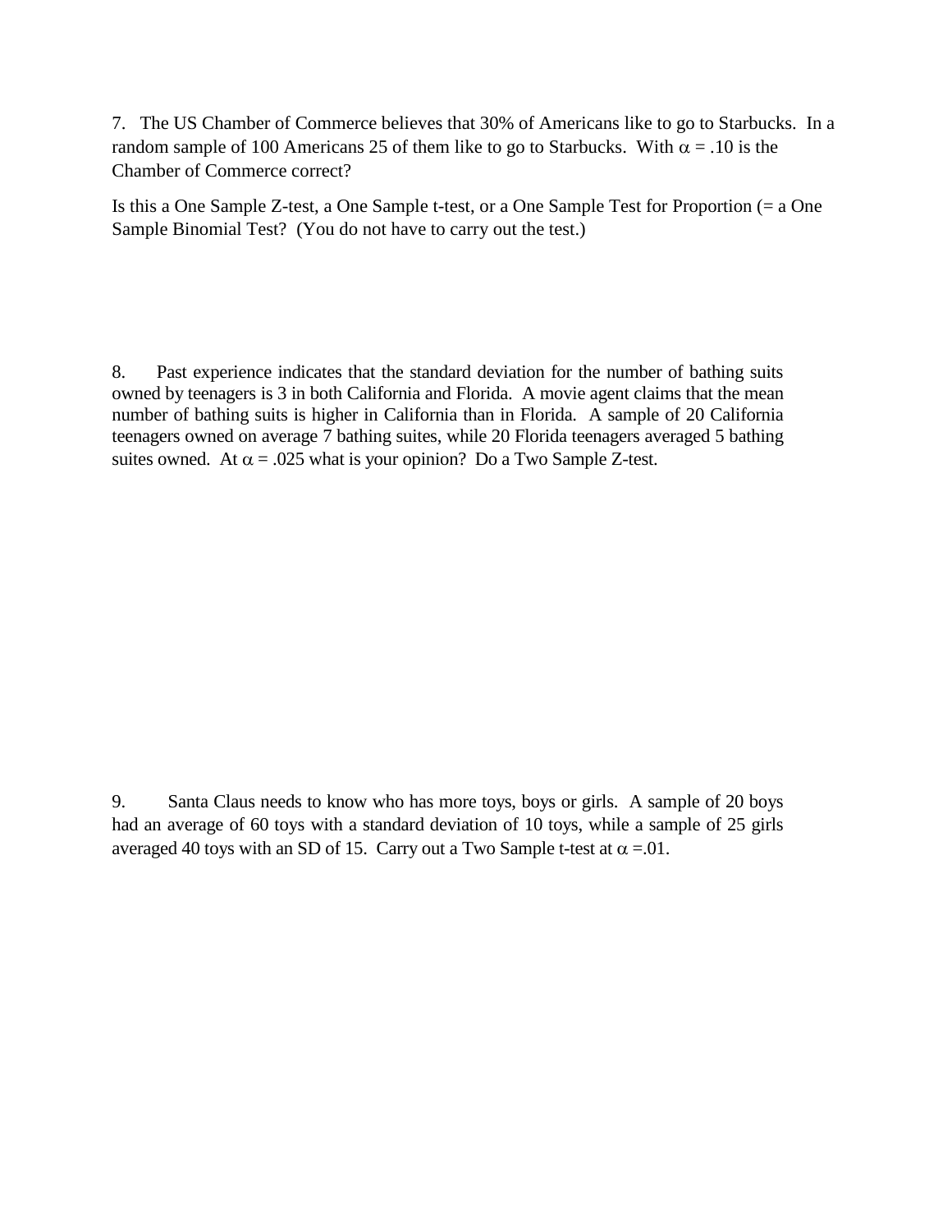7. The US Chamber of Commerce believes that 30% of Americans like to go to Starbucks. In a random sample of 100 Americans 25 of them like to go to Starbucks. With $\alpha = .10$ is the Chamber of Commerce correct?

Is this a One Sample Z-test, a One Sample t-test, or a One Sample Test for Proportion (= a One Sample Binomial Test? (You do not have to carry out the test.)

8. Past experience indicates that the standard deviation for the number of bathing suits owned by teenagers is 3 in both California and Florida. A movie agent claims that the mean number of bathing suits is higher in California than in Florida. A sample of 20 California teenagers owned on average 7 bathing suites, while 20 Florida teenagers averaged 5 bathing suites owned. At $\alpha = .025$ what is your opinion? Do a Two Sample Z-test.

9. Santa Claus needs to know who has more toys, boys or girls. A sample of 20 boys had an average of 60 toys with a standard deviation of 10 toys, while a sample of 25 girls averaged 40 toys with an SD of 15. Carry out a Two Sample t-test at $\alpha = .01$.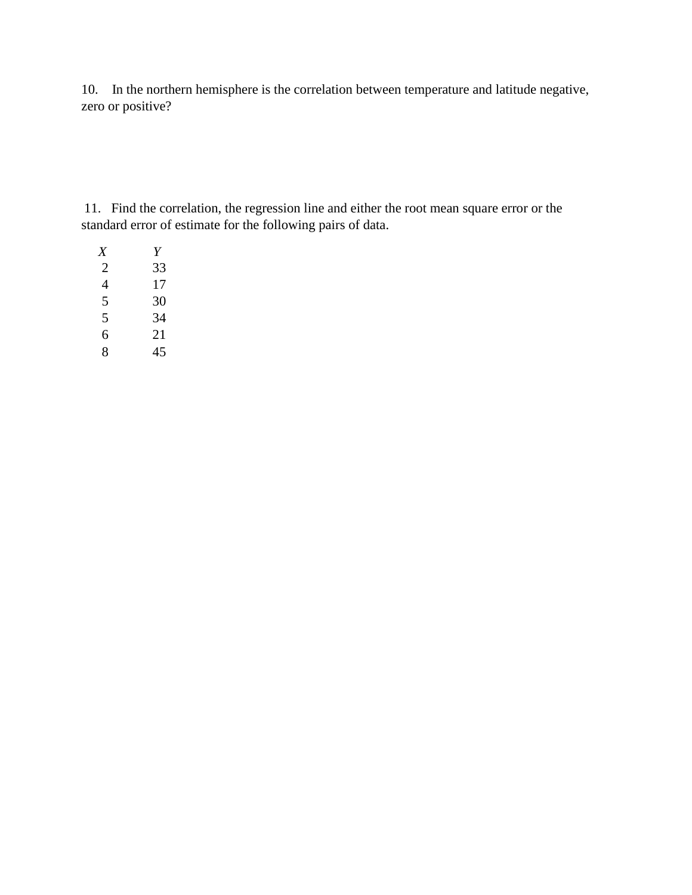10. In the northern hemisphere is the correlation between temperature and latitude negative, zero or positive?

11. Find the correlation, the regression line and either the root mean square error or the standard error of estimate for the following pairs of data.

| *X* | *Y* |
|---|---|
| 2 | 33 |
| 4 | 17 |
| 5 | 30 |
| 5 | 34 |
| 6 | 21 |
| 8 | 45 |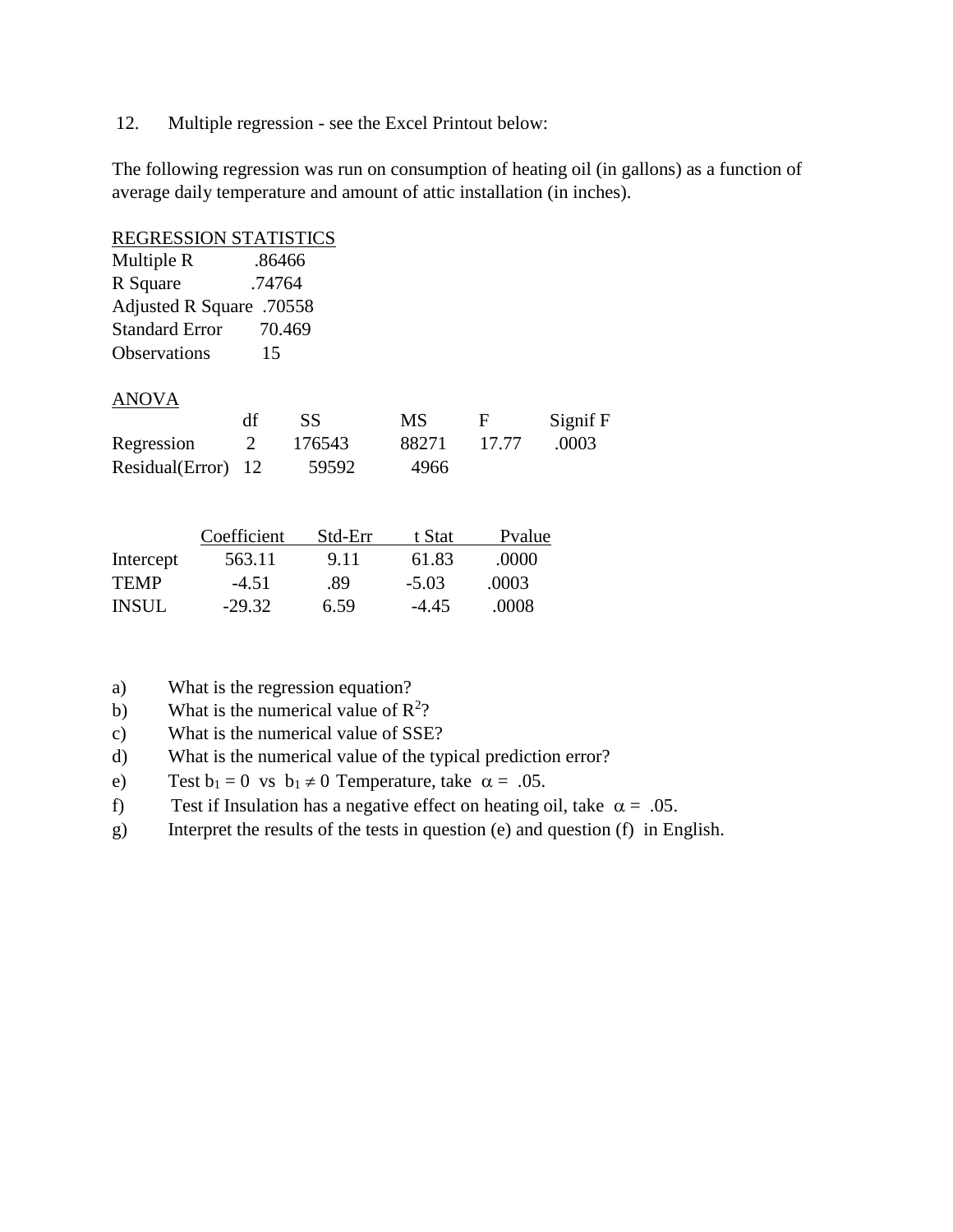12. Multiple regression - see the Excel Printout below:

The following regression was run on consumption of heating oil (in gallons) as a function of average daily temperature and amount of attic installation (in inches).

REGRESSION STATISTICS

| | |
|---|---|
| Multiple R | .86466 |
| R Square | .74764 |
| Adjusted R Square | .70558 |
| Standard Error | 70.469 |
| Observations | 15 |

ANOVA

| | df | SS | MS | F | Signif F |
|---|---|---|---|---|---|
| Regression | 2 | 176543 | 88271 | 17.77 | .0003 |
| Residual(Error) | 12 | 59592 | 4966 | | |

| | Coefficient | Std-Err | t Stat | Pvalue |
|---|---|---|---|---|
| Intercept | 563.11 | 9.11 | 61.83 | .0000 |
| TEMP | -4.51 | .89 | -5.03 | .0003 |
| INSUL | -29.32 | 6.59 | -4.45 | .0008 |

a) What is the regression equation?

b) What is the numerical value of $R^2$?

c) What is the numerical value of SSE?

d) What is the numerical value of the typical prediction error?

e) Test $b_1 = 0$ vs $b_1 \neq 0$ Temperature, take $\alpha = .05$.

f) Test if Insulation has a negative effect on heating oil, take $\alpha = .05$.

g) Interpret the results of the tests in question (e) and question (f) in English.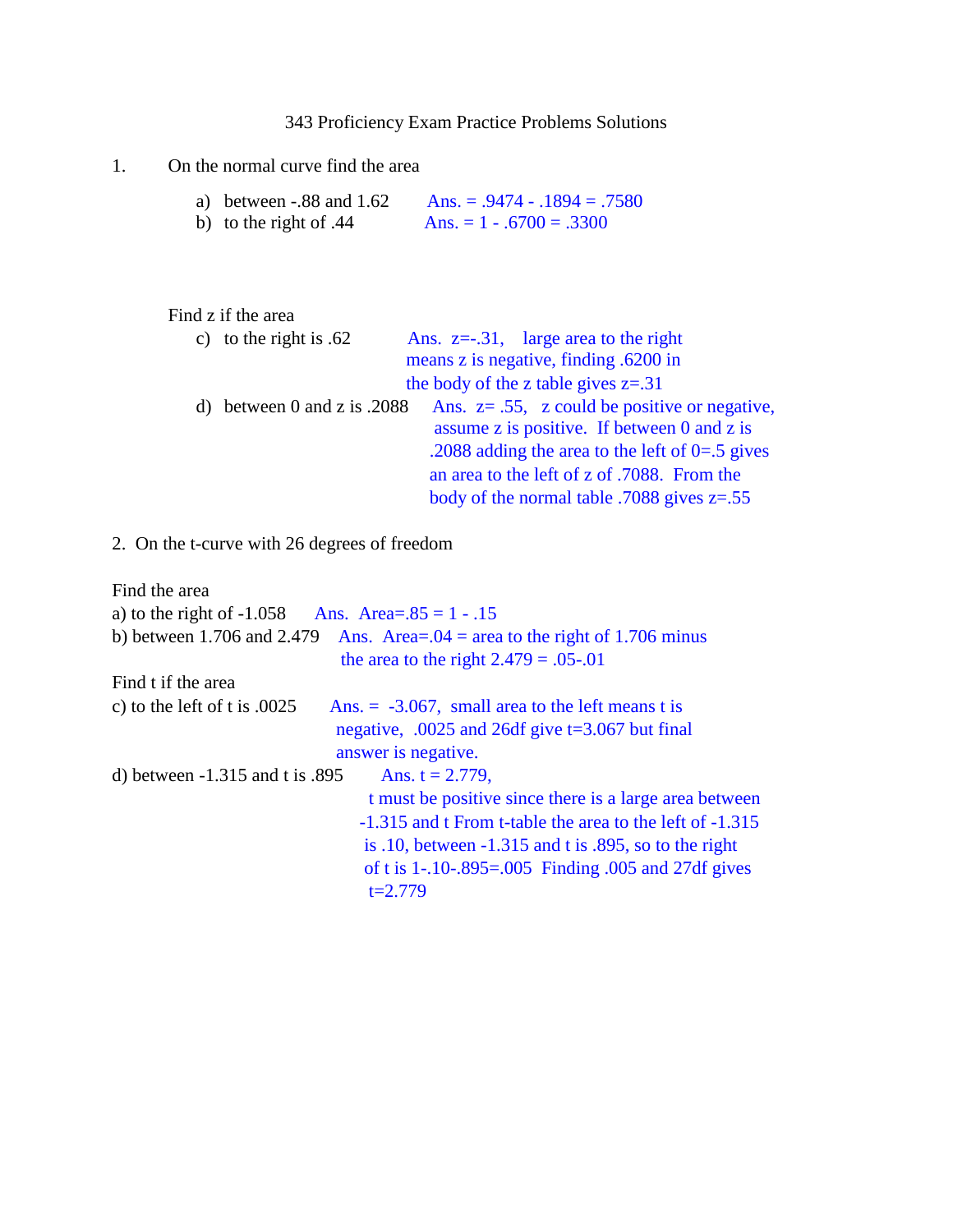# 343 Proficiency Exam Practice Problems Solutions

1. On the normal curve find the area

   a) between -.88 and 1.62 Ans. = .9474 - .1894 = .7580
   b) to the right of .44 Ans. = 1 - .6700 = .3300

   Find z if the area

   c) to the right is .62 Ans. z=-.31, large area to the right means z is negative, finding .6200 in the body of the z table gives z=.31
   d) between 0 and z is .2088 Ans. z= .55, z could be positive or negative, assume z is positive. If between 0 and z is .2088 adding the area to the left of 0=.5 gives an area to the left of z of .7088. From the body of the normal table .7088 gives z=.55

2. On the t-curve with 26 degrees of freedom

Find the area

a) to the right of -1.058 Ans. Area=.85 = 1 - .15

b) between 1.706 and 2.479 Ans. Area=.04 = area to the right of 1.706 minus the area to the right 2.479 = .05-.01

Find t if the area

c) to the left of t is .0025 Ans. = -3.067, small area to the left means t is negative, .0025 and 26df give t=3.067 but final answer is negative.

d) between -1.315 and t is .895 Ans. t = 2.779, t must be positive since there is a large area between -1.315 and t From t-table the area to the left of -1.315 is .10, between -1.315 and t is .895, so to the right of t is 1-.10-.895=.005 Finding .005 and 27df gives t=2.779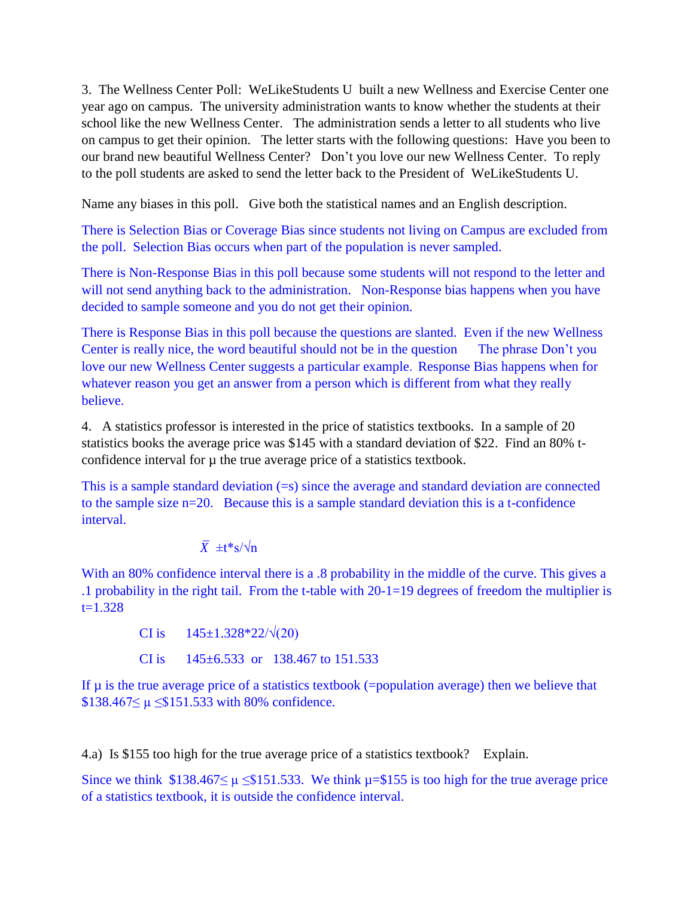3. The Wellness Center Poll: WeLikeStudents U built a new Wellness and Exercise Center one year ago on campus. The university administration wants to know whether the students at their school like the new Wellness Center. The administration sends a letter to all students who live on campus to get their opinion. The letter starts with the following questions: Have you been to our brand new beautiful Wellness Center? Don't you love our new Wellness Center. To reply to the poll students are asked to send the letter back to the President of WeLikeStudents U.

Name any biases in this poll. Give both the statistical names and an English description.

There is Selection Bias or Coverage Bias since students not living on Campus are excluded from the poll. Selection Bias occurs when part of the population is never sampled.

There is Non-Response Bias in this poll because some students will not respond to the letter and will not send anything back to the administration. Non-Response bias happens when you have decided to sample someone and you do not get their opinion.

There is Response Bias in this poll because the questions are slanted. Even if the new Wellness Center is really nice, the word beautiful should not be in the question The phrase Don't you love our new Wellness Center suggests a particular example. Response Bias happens when for whatever reason you get an answer from a person which is different from what they really believe.

4. A statistics professor is interested in the price of statistics textbooks. In a sample of 20 statistics books the average price was \$145 with a standard deviation of \$22. Find an 80% t-confidence interval for μ the true average price of a statistics textbook.

This is a sample standard deviation (=s) since the average and standard deviation are connected to the sample size n=20. Because this is a sample standard deviation this is a t-confidence interval.

$$\bar{X} \pm t^* s/\sqrt{n}$$

With an 80% confidence interval there is a .8 probability in the middle of the curve. This gives a .1 probability in the right tail. From the t-table with 20-1=19 degrees of freedom the multiplier is t=1.328

CI is $145 \pm 1.328 * 22/\sqrt{(20)}$

CI is $145 \pm 6.533$ or 138.467 to 151.533

If μ is the true average price of a statistics textbook (=population average) then we believe that $\$138.467 \leq \mu \leq \$151.533$ with 80% confidence.

4.a) Is \$155 too high for the true average price of a statistics textbook? Explain.

Since we think $\$138.467 \leq \mu \leq \$151.533$. We think μ=\$155 is too high for the true average price of a statistics textbook, it is outside the confidence interval.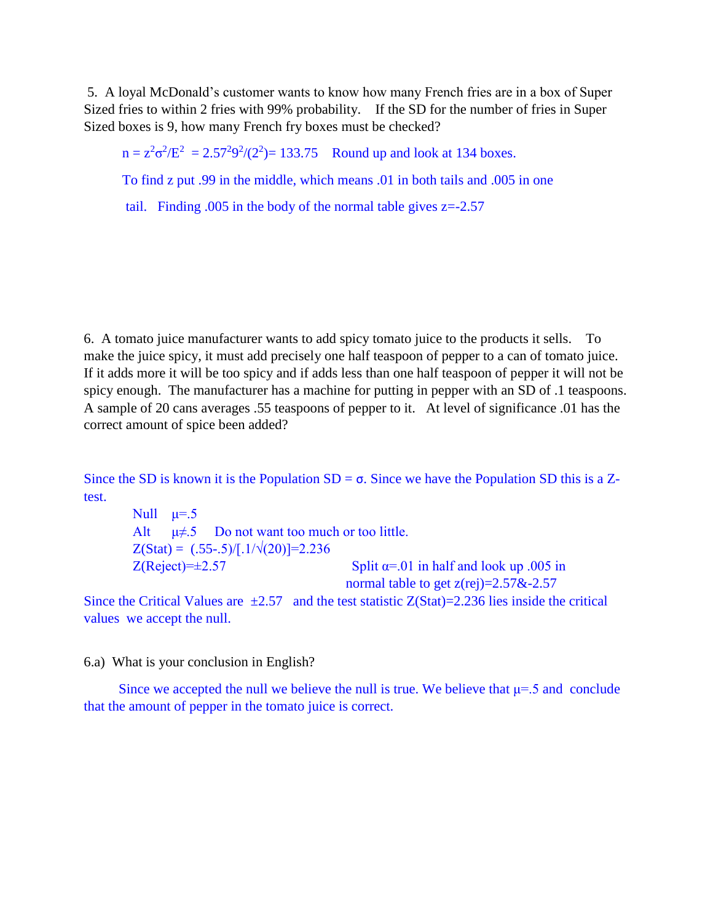5. A loyal McDonald's customer wants to know how many French fries are in a box of Super Sized fries to within 2 fries with 99% probability. If the SD for the number of fries in Super Sized boxes is 9, how many French fry boxes must be checked?

$n = z^2\sigma^2/E^2 = 2.57^2 9^2/(2^2) = 133.75$ Round up and look at 134 boxes.

To find z put .99 in the middle, which means .01 in both tails and .005 in one tail. Finding .005 in the body of the normal table gives $z=-2.57$

6. A tomato juice manufacturer wants to add spicy tomato juice to the products it sells. To make the juice spicy, it must add precisely one half teaspoon of pepper to a can of tomato juice. If it adds more it will be too spicy and if adds less than one half teaspoon of pepper it will not be spicy enough. The manufacturer has a machine for putting in pepper with an SD of .1 teaspoons. A sample of 20 cans averages .55 teaspoons of pepper to it. At level of significance .01 has the correct amount of spice been added?

Since the SD is known it is the Population SD = σ. Since we have the Population SD this is a Z-test.

Null $\mu=.5$

Alt $\mu\neq.5$ Do not want too much or too little.

$Z(\text{Stat}) = (.55-.5)/[.1/\sqrt{(20)}]=2.236$

$Z(\text{Reject})=\pm2.57$ Split $\alpha=.01$ in half and look up .005 in normal table to get $z(\text{rej})=2.57$ & $-2.57$

Since the Critical Values are $\pm2.57$ and the test statistic $Z(\text{Stat})=2.236$ lies inside the critical values we accept the null.

6.a) What is your conclusion in English?

Since we accepted the null we believe the null is true. We believe that $\mu=.5$ and conclude that the amount of pepper in the tomato juice is correct.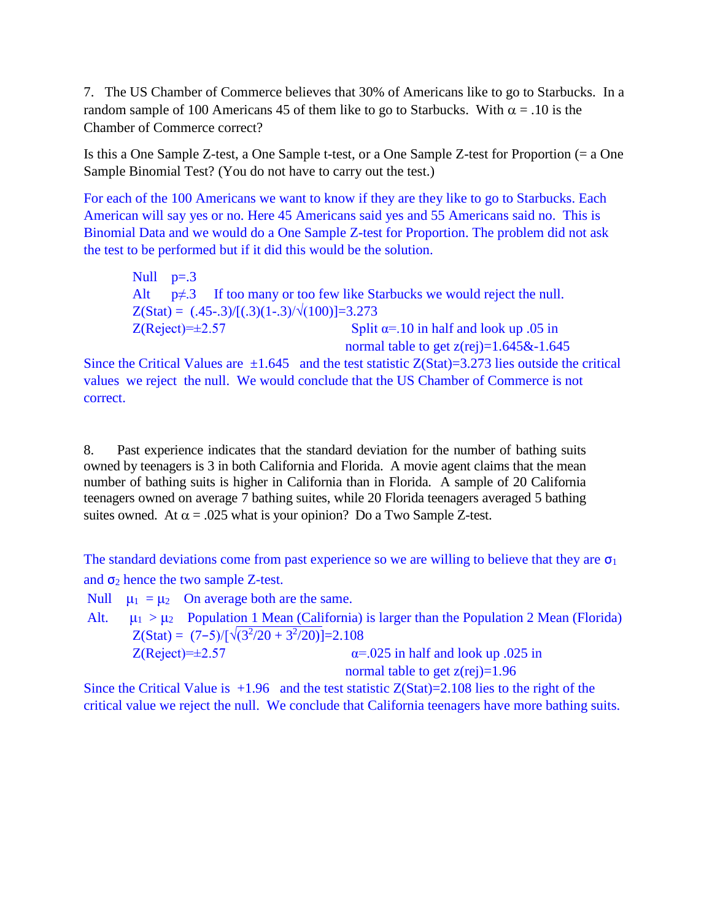7. The US Chamber of Commerce believes that 30% of Americans like to go to Starbucks. In a random sample of 100 Americans 45 of them like to go to Starbucks. With $\alpha = .10$ is the Chamber of Commerce correct?

Is this a One Sample Z-test, a One Sample t-test, or a One Sample Z-test for Proportion (= a One Sample Binomial Test? (You do not have to carry out the test.)

For each of the 100 Americans we want to know if they are they like to go to Starbucks. Each American will say yes or no. Here 45 Americans said yes and 55 Americans said no. This is Binomial Data and we would do a One Sample Z-test for Proportion. The problem did not ask the test to be performed but if it did this would be the solution.

Null $p=.3$

Alt $p\neq.3$ If too many or too few like Starbucks we would reject the null.

$Z(\text{Stat}) = (.45-.3)/[(.3)(1-.3)/\sqrt{(100)}]=3.273$

$Z(\text{Reject})=\pm 2.57$ Split $\alpha=.10$ in half and look up .05 in normal table to get $z(\text{rej})=1.645$&$-1.645$

Since the Critical Values are $\pm1.645$ and the test statistic $Z(\text{Stat})=3.273$ lies outside the critical values we reject the null. We would conclude that the US Chamber of Commerce is not correct.

8. Past experience indicates that the standard deviation for the number of bathing suits owned by teenagers is 3 in both California and Florida. A movie agent claims that the mean number of bathing suits is higher in California than in Florida. A sample of 20 California teenagers owned on average 7 bathing suites, while 20 Florida teenagers averaged 5 bathing suites owned. At $\alpha = .025$ what is your opinion? Do a Two Sample Z-test.

The standard deviations come from past experience so we are willing to believe that they are $\sigma_1$ and $\sigma_2$ hence the two sample Z-test.

Null $\mu_1 = \mu_2$ On average both are the same.

Alt. $\mu_1 > \mu_2$ Population 1 Mean (California) is larger than the Population 2 Mean (Florida)

$Z(\text{Stat}) = (7-5)/[\sqrt{(3^2/20 + 3^2/20)}]=2.108$

$Z(\text{Reject})=\pm 2.57$ $\alpha=.025$ in half and look up .025 in normal table to get $z(\text{rej})=1.96$

Since the Critical Value is $+1.96$ and the test statistic $Z(\text{Stat})=2.108$ lies to the right of the critical value we reject the null. We conclude that California teenagers have more bathing suits.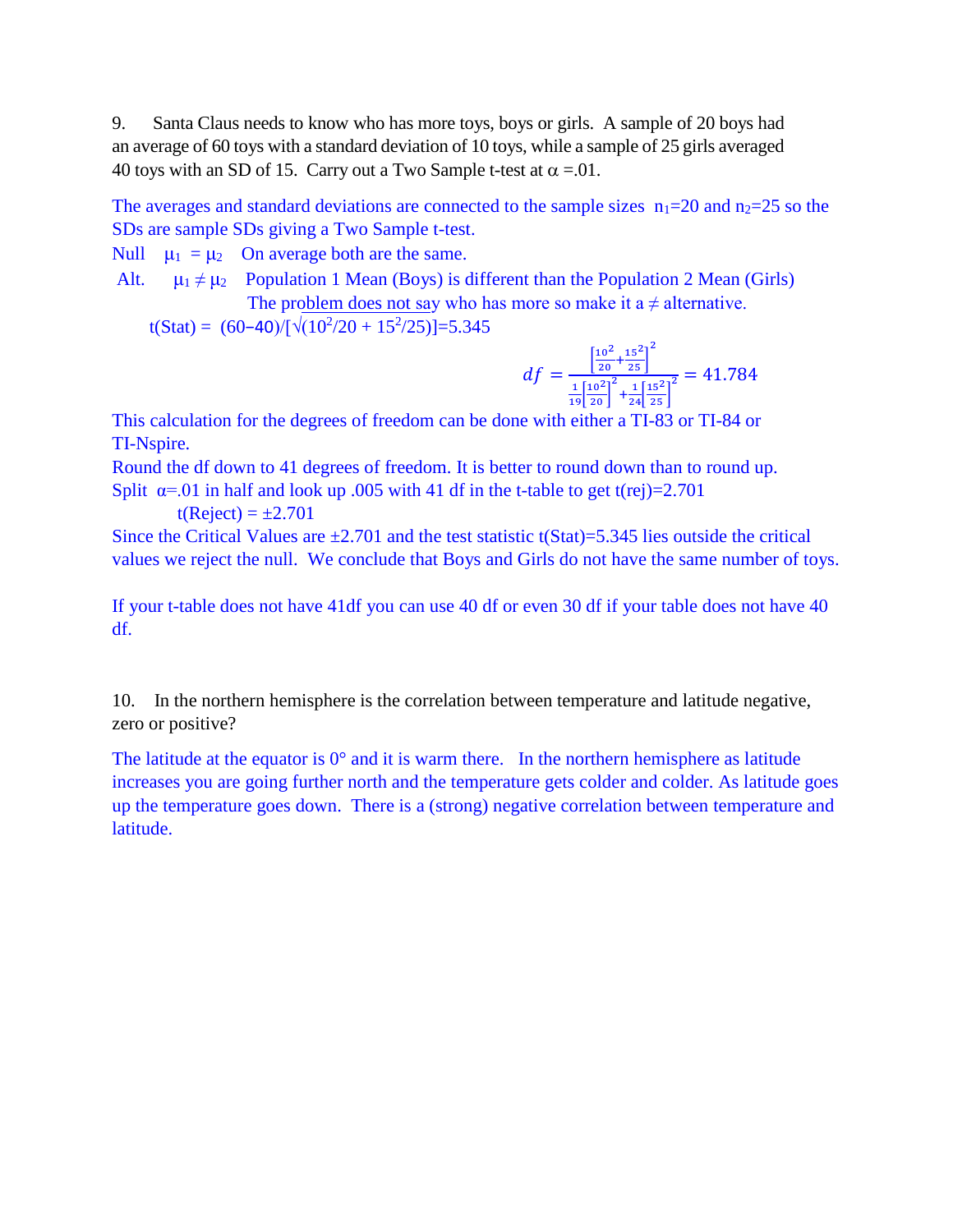9. Santa Claus needs to know who has more toys, boys or girls. A sample of 20 boys had an average of 60 toys with a standard deviation of 10 toys, while a sample of 25 girls averaged 40 toys with an SD of 15. Carry out a Two Sample t-test at $\alpha = .01$.

The averages and standard deviations are connected to the sample sizes $n_1=20$ and $n_2=25$ so the SDs are sample SDs giving a Two Sample t-test.

Null $\mu_1 = \mu_2$ On average both are the same.

Alt. $\mu_1 \neq \mu_2$ Population 1 Mean (Boys) is different than the Population 2 Mean (Girls)

The problem does not say who has more so make it a $\neq$ alternative.

t(Stat) = $(60-40)/[\sqrt{(10^2/20 + 15^2/25)}]=5.345$

$$df = \frac{\left[\frac{10^2}{20}+\frac{15^2}{25}\right]^2}{\frac{1}{19}\left[\frac{10^2}{20}\right]^2+\frac{1}{24}\left[\frac{15^2}{25}\right]^2} = 41.784$$

This calculation for the degrees of freedom can be done with either a TI-83 or TI-84 or TI-Nspire.

Round the df down to 41 degrees of freedom. It is better to round down than to round up.

Split $\alpha=.01$ in half and look up .005 with 41 df in the t-table to get t(rej)=2.701

t(Reject) = $\pm 2.701$

Since the Critical Values are $\pm 2.701$ and the test statistic t(Stat)=5.345 lies outside the critical values we reject the null. We conclude that Boys and Girls do not have the same number of toys.

If your t-table does not have 41df you can use 40 df or even 30 df if your table does not have 40 df.

10. In the northern hemisphere is the correlation between temperature and latitude negative, zero or positive?

The latitude at the equator is 0° and it is warm there. In the northern hemisphere as latitude increases you are going further north and the temperature gets colder and colder. As latitude goes up the temperature goes down. There is a (strong) negative correlation between temperature and latitude.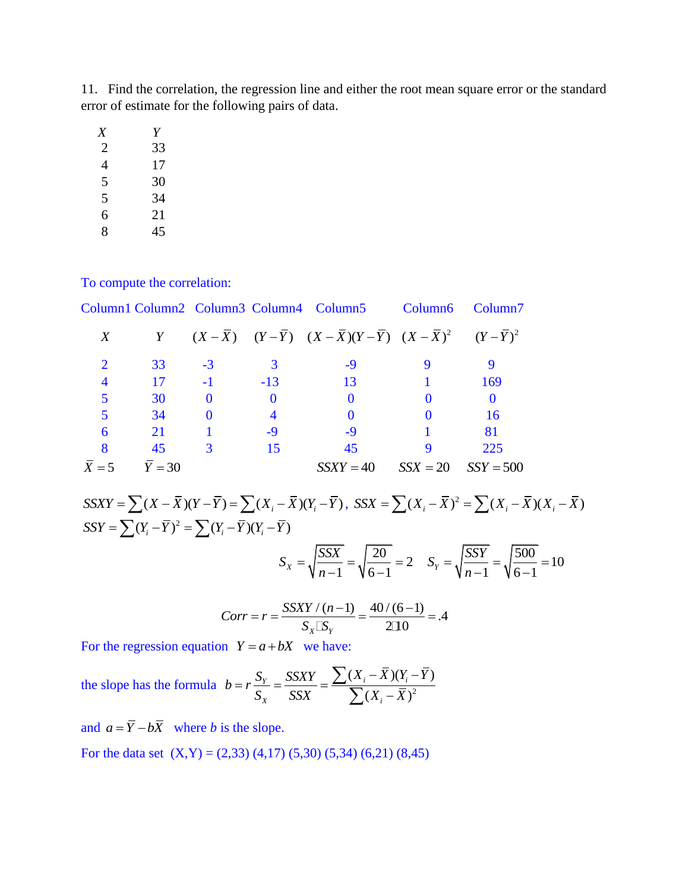11. Find the correlation, the regression line and either the root mean square error or the standard error of estimate for the following pairs of data.

| $X$ | $Y$ |
|---|---|
| 2 | 33 |
| 4 | 17 |
| 5 | 30 |
| 5 | 34 |
| 6 | 21 |
| 8 | 45 |

To compute the correlation:

| Column1 | Column2 | Column3 | Column4 | Column5 | Column6 | Column7 |
|---|---|---|---|---|---|---|
| $X$ | $Y$ | $(X-\bar{X})$ | $(Y-\bar{Y})$ | $(X-\bar{X})(Y-\bar{Y})$ | $(X-\bar{X})^2$ | $(Y-\bar{Y})^2$ |
| 2 | 33 | -3 | 3 | -9 | 9 | 9 |
| 4 | 17 | -1 | -13 | 13 | 1 | 169 |
| 5 | 30 | 0 | 0 | 0 | 0 | 0 |
| 5 | 34 | 0 | 4 | 0 | 0 | 16 |
| 6 | 21 | 1 | -9 | -9 | 1 | 81 |
| 8 | 45 | 3 | 15 | 45 | 9 | 225 |
| $\bar{X}=5$ | $\bar{Y}=30$ | | | $SSXY=40$ | $SSX=20$ | $SSY=500$ |

$SSXY=\sum(X-\bar{X})(Y-\bar{Y})=\sum(X_i-\bar{X})(Y_i-\bar{Y})$, $SSX=\sum(X_i-\bar{X})^2=\sum(X_i-\bar{X})(X_i-\bar{X})$

$SSY=\sum(Y_i-\bar{Y})^2=\sum(Y_i-\bar{Y})(Y_i-\bar{Y})$

$$S_X=\sqrt{\frac{SSX}{n-1}}=\sqrt{\frac{20}{6-1}}=2 \quad S_Y=\sqrt{\frac{SSY}{n-1}}=\sqrt{\frac{500}{6-1}}=10$$

$$Corr=r=\frac{SSXY/(n-1)}{S_X \cdot S_Y}=\frac{40/(6-1)}{2\cdot 10}=.4$$

For the regression equation $Y=a+bX$ we have:

the slope has the formula $b=r\frac{S_Y}{S_X}=\frac{SSXY}{SSX}=\frac{\sum(X_i-\bar{X})(Y_i-\bar{Y})}{\sum(X_i-\bar{X})^2}$

and $a=\bar{Y}-b\bar{X}$ where $b$ is the slope.

For the data set (X,Y) = (2,33) (4,17) (5,30) (5,34) (6,21) (8,45)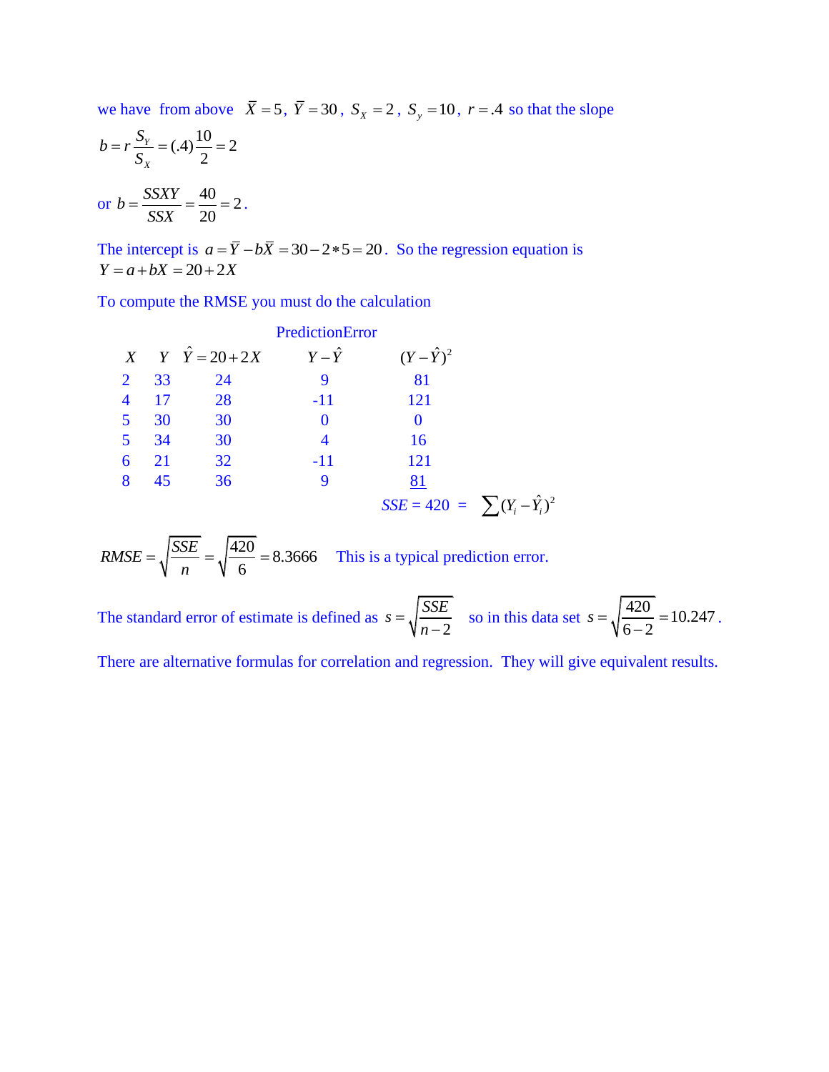we have from above $\bar{X} = 5$, $\bar{Y} = 30$, $S_X = 2$, $S_y = 10$, $r = .4$ so that the slope

$$b = r\frac{S_Y}{S_X} = (.4)\frac{10}{2} = 2$$

or $b = \dfrac{SSXY}{SSX} = \dfrac{40}{20} = 2$.

The intercept is $a = \bar{Y} - b\bar{X} = 30 - 2*5 = 20$. So the regression equation is $Y = a + bX = 20 + 2X$

To compute the RMSE you must do the calculation

| $X$ | $Y$ | $\hat{Y} = 20 + 2X$ | Prediction Error $Y - \hat{Y}$ | $(Y - \hat{Y})^2$ |
|---|---|---|---|---|
| 2 | 33 | 24 | 9 | 81 |
| 4 | 17 | 28 | -11 | 121 |
| 5 | 30 | 30 | 0 | 0 |
| 5 | 34 | 30 | 4 | 16 |
| 6 | 21 | 32 | -11 | 121 |
| 8 | 45 | 36 | 9 | 81 |

$SSE = 420 = \sum (Y_i - \hat{Y}_i)^2$

$$RMSE = \sqrt{\frac{SSE}{n}} = \sqrt{\frac{420}{6}} = 8.3666$$

This is a typical prediction error.

The standard error of estimate is defined as $s = \sqrt{\dfrac{SSE}{n-2}}$ so in this data set $s = \sqrt{\dfrac{420}{6-2}} = 10.247$.

There are alternative formulas for correlation and regression. They will give equivalent results.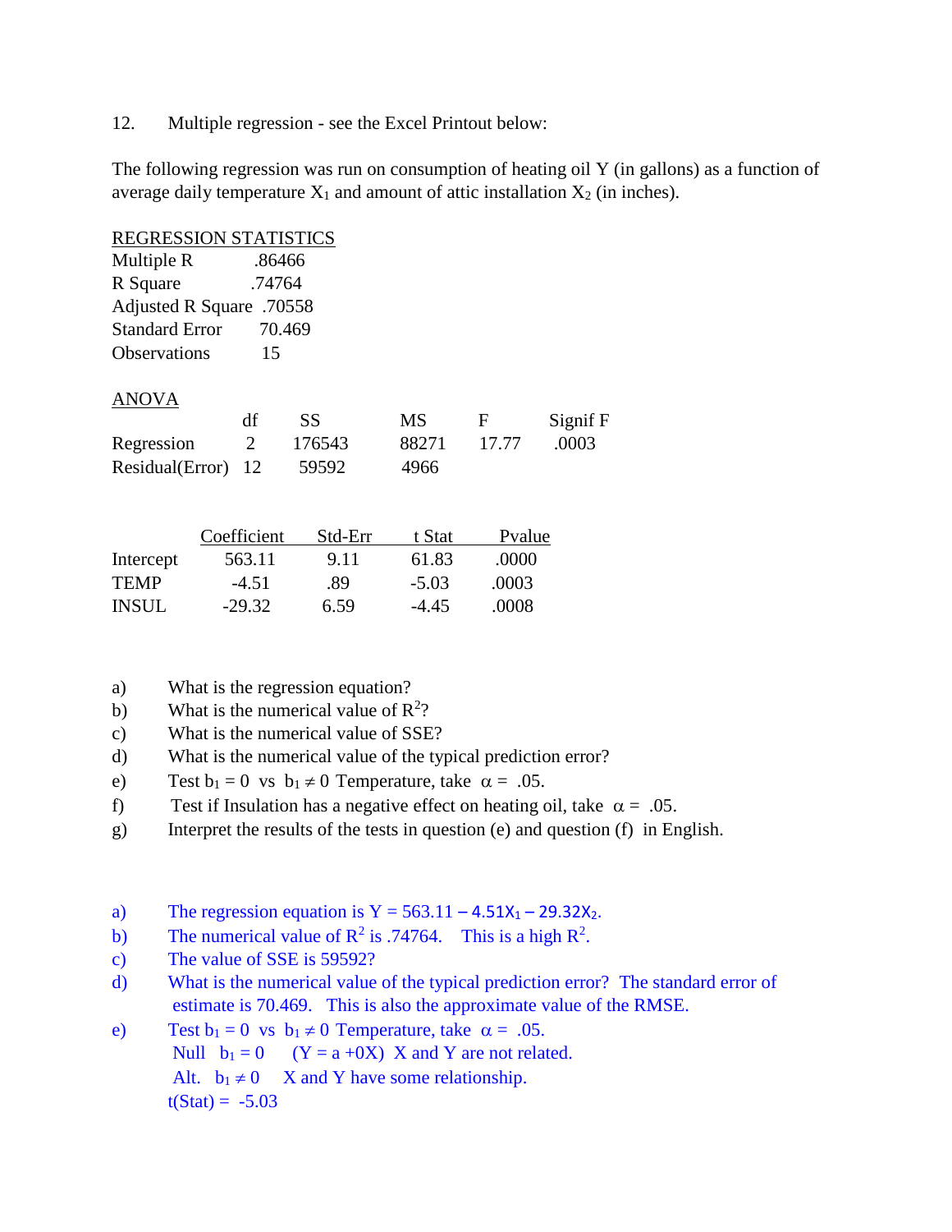12. Multiple regression - see the Excel Printout below:

The following regression was run on consumption of heating oil Y (in gallons) as a function of average daily temperature $X_1$ and amount of attic installation $X_2$ (in inches).

REGRESSION STATISTICS

| | |
|---|---|
| Multiple R | .86466 |
| R Square | .74764 |
| Adjusted R Square | .70558 |
| Standard Error | 70.469 |
| Observations | 15 |

ANOVA

| | df | SS | MS | F | Signif F |
|---|---|---|---|---|---|
| Regression | 2 | 176543 | 88271 | 17.77 | .0003 |
| Residual(Error) | 12 | 59592 | 4966 | | |

| | Coefficient | Std-Err | t Stat | Pvalue |
|---|---|---|---|---|
| Intercept | 563.11 | 9.11 | 61.83 | .0000 |
| TEMP | -4.51 | .89 | -5.03 | .0003 |
| INSUL | -29.32 | 6.59 | -4.45 | .0008 |

a) What is the regression equation?

b) What is the numerical value of $R^2$?

c) What is the numerical value of SSE?

d) What is the numerical value of the typical prediction error?

e) Test $b_1 = 0$ vs $b_1 \neq 0$ Temperature, take $\alpha = .05$.

f) Test if Insulation has a negative effect on heating oil, take $\alpha = .05$.

g) Interpret the results of the tests in question (e) and question (f) in English.

a) The regression equation is $Y = 563.11 - 4.51X_1 - 29.32X_2$.

b) The numerical value of $R^2$ is .74764. This is a high $R^2$.

c) The value of SSE is 59592?

d) What is the numerical value of the typical prediction error? The standard error of estimate is 70.469. This is also the approximate value of the RMSE.

e) Test $b_1 = 0$ vs $b_1 \neq 0$ Temperature, take $\alpha = .05$.

 Null $b_1 = 0$ ($Y = a + 0X$) X and Y are not related.

 Alt. $b_1 \neq 0$ X and Y have some relationship.

 t(Stat) = -5.03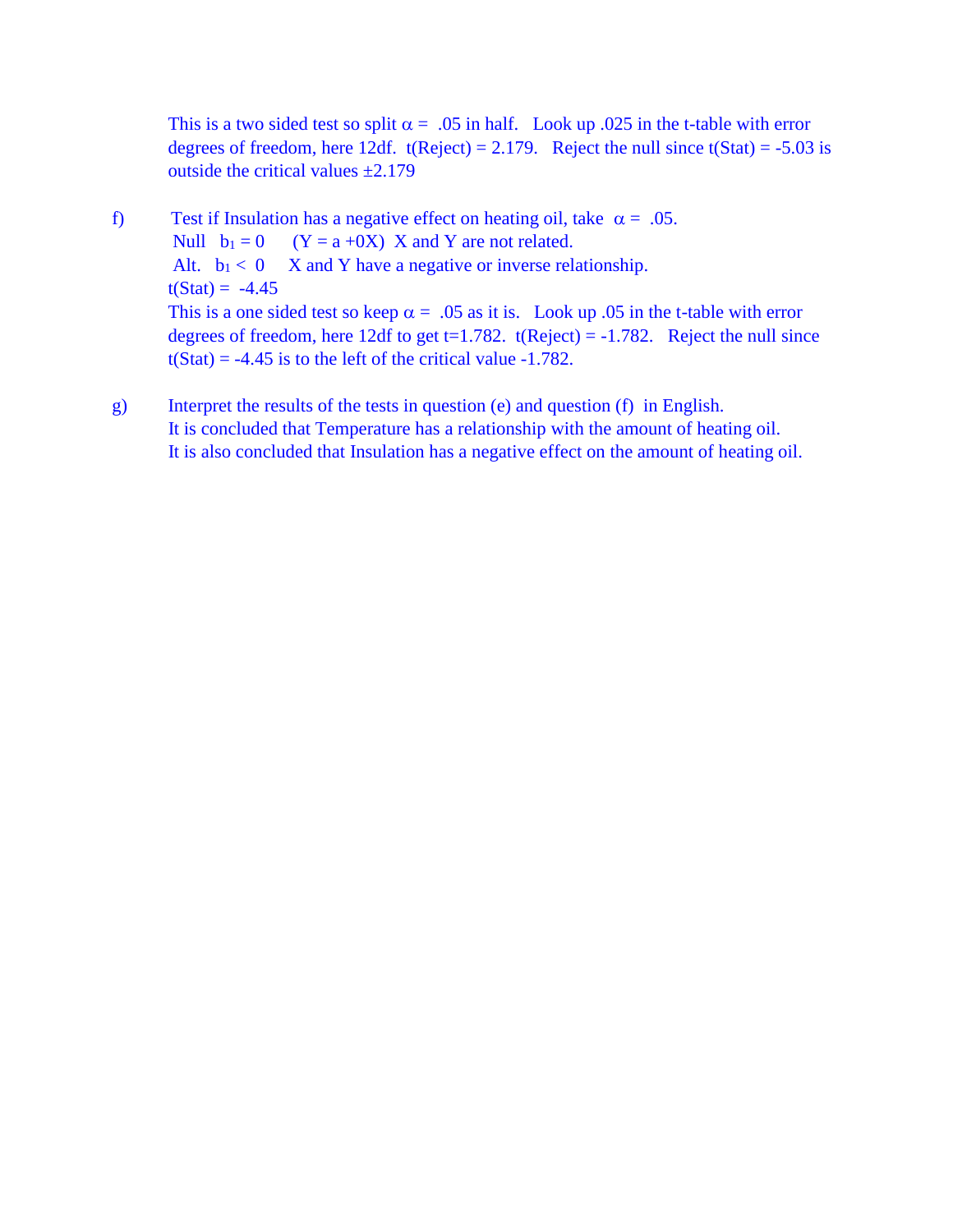This is a two sided test so split $\alpha = .05$ in half. Look up .025 in the t-table with error degrees of freedom, here 12df. t(Reject) = 2.179. Reject the null since t(Stat) = -5.03 is outside the critical values ±2.179

f) Test if Insulation has a negative effect on heating oil, take $\alpha = .05$.
Null $b_1 = 0$ $(Y = a + 0X)$ X and Y are not related.
Alt. $b_1 < 0$ X and Y have a negative or inverse relationship.
t(Stat) = -4.45
This is a one sided test so keep $\alpha = .05$ as it is. Look up .05 in the t-table with error degrees of freedom, here 12df to get t=1.782. t(Reject) = -1.782. Reject the null since t(Stat) = -4.45 is to the left of the critical value -1.782.

g) Interpret the results of the tests in question (e) and question (f) in English.
It is concluded that Temperature has a relationship with the amount of heating oil.
It is also concluded that Insulation has a negative effect on the amount of heating oil.